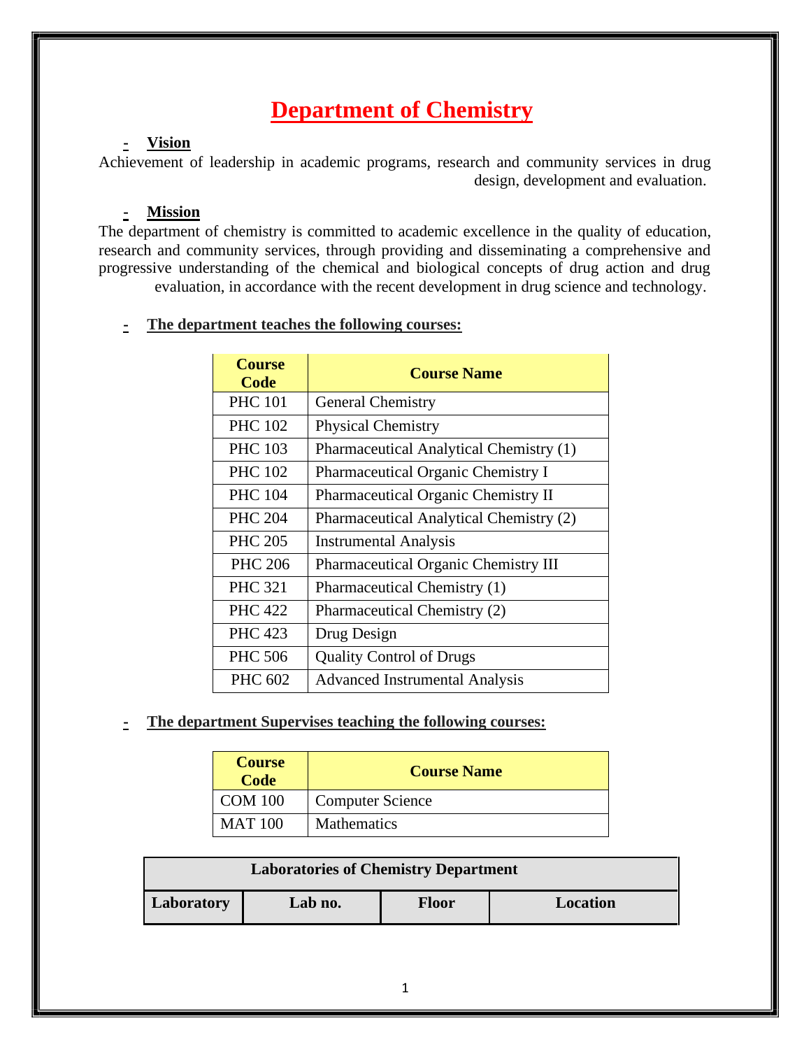# Department of Chemistry

## - Vision

Achievement of leadership in academic programs, research and community services in drug design, development and evaluation.

## - Mission

The department of chemistry is committed to academic excellence in the quality of education, research and community services, through providing and disseminating a comprehensive and progressive understanding of the chemical and biological concepts of drug action and drug evaluation, in accordance with the recent development in drug science and technology.

## - The department teaches the following courses:

| Course Code | Course Name |
|---|---|
| PHC 101 | General Chemistry |
| PHC 102 | Physical Chemistry |
| PHC 103 | Pharmaceutical Analytical Chemistry (1) |
| PHC 102 | Pharmaceutical Organic Chemistry I |
| PHC 104 | Pharmaceutical Organic Chemistry II |
| PHC 204 | Pharmaceutical Analytical Chemistry (2) |
| PHC 205 | Instrumental Analysis |
| PHC 206 | Pharmaceutical Organic Chemistry III |
| PHC 321 | Pharmaceutical Chemistry (1) |
| PHC 422 | Pharmaceutical Chemistry (2) |
| PHC 423 | Drug Design |
| PHC 506 | Quality Control of Drugs |
| PHC 602 | Advanced Instrumental Analysis |

## - The department Supervises teaching the following courses:

| Course Code | Course Name |
|---|---|
| COM 100 | Computer Science |
| MAT 100 | Mathematics |

| Laboratories of Chemistry Department | | | |
|---|---|---|---|
| Laboratory | Lab no. | Floor | Location |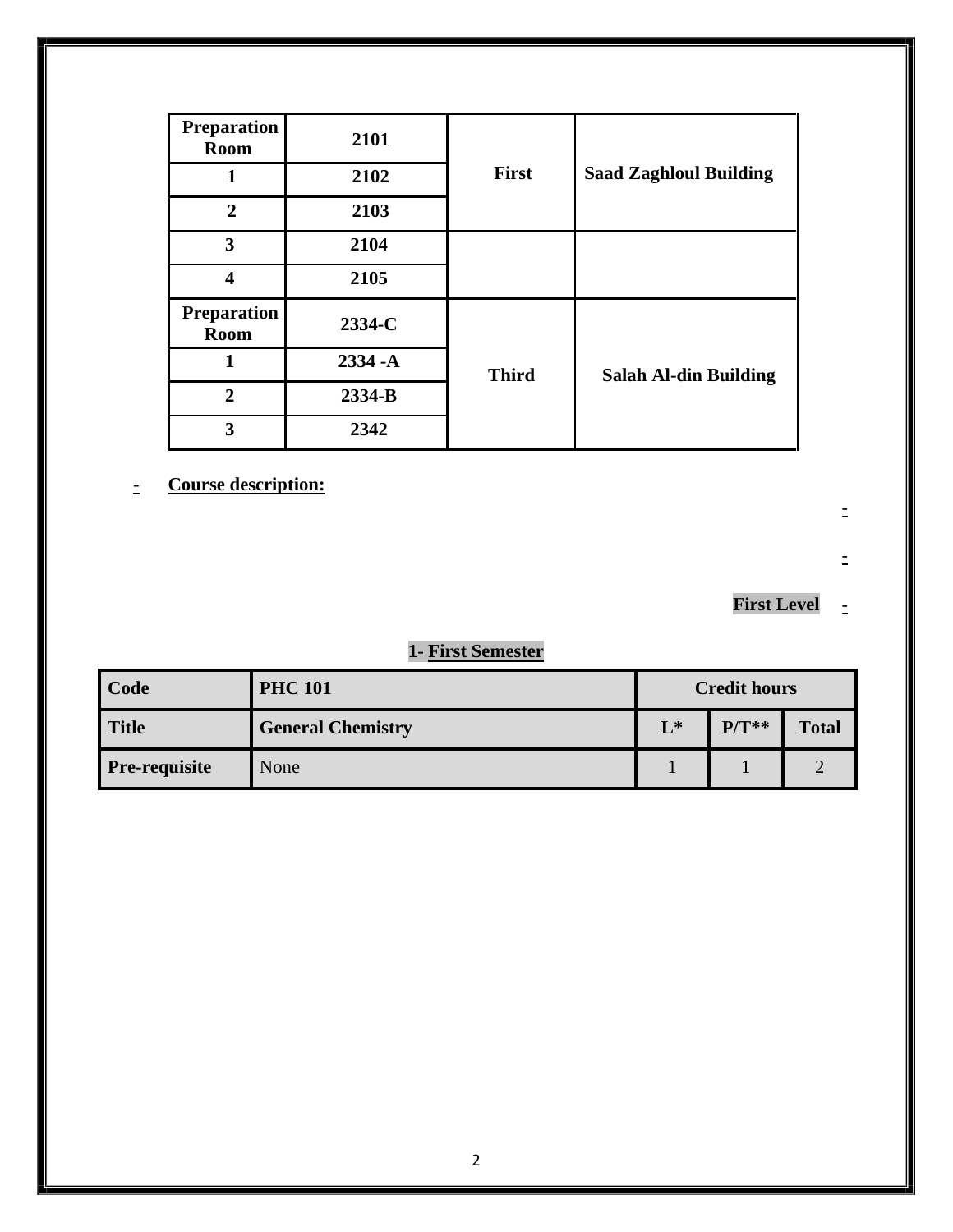| Preparation Room | 2101 | First | Saad Zaghloul Building |
|---|---|---|---|
| 1 | 2102 | | |
| 2 | 2103 | | |
| 3 | 2104 | | |
| 4 | 2105 | | |
| Preparation Room | 2334-C | Third | Salah Al-din Building |
| 1 | 2334 -A | | |
| 2 | 2334-B | | |
| 3 | 2342 | | |

- **Course description:**

-

-

- **First Level**

**1- First Semester**

| Code | PHC 101 | Credit hours | | |
|---|---|---|---|---|
| **Title** | **General Chemistry** | **L*** | **P/T**** | **Total** |
| **Pre-requisite** | None | 1 | 1 | 2 |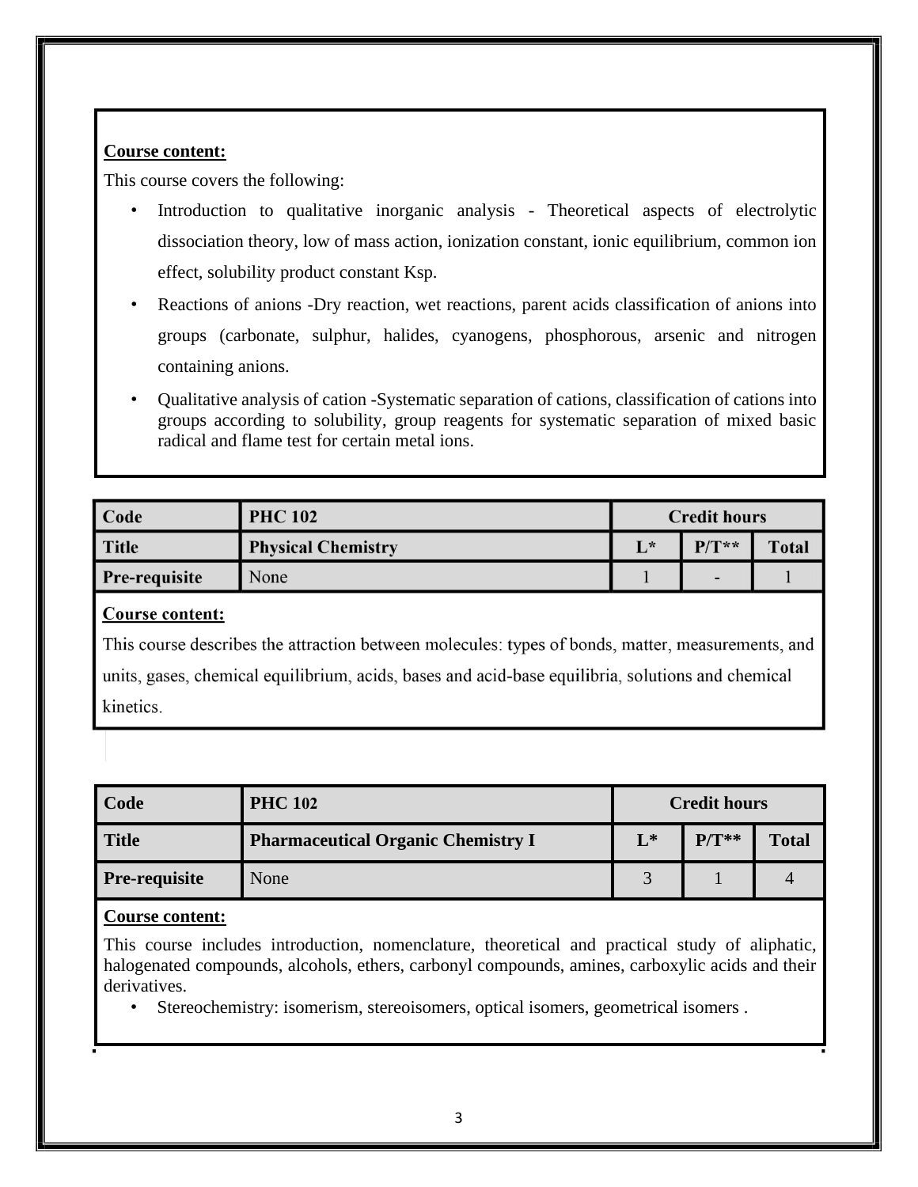**Course content:**

This course covers the following:

- Introduction to qualitative inorganic analysis - Theoretical aspects of electrolytic dissociation theory, low of mass action, ionization constant, ionic equilibrium, common ion effect, solubility product constant Ksp.
- Reactions of anions -Dry reaction, wet reactions, parent acids classification of anions into groups (carbonate, sulphur, halides, cyanogens, phosphorous, arsenic and nitrogen containing anions.
- Qualitative analysis of cation -Systematic separation of cations, classification of cations into groups according to solubility, group reagents for systematic separation of mixed basic radical and flame test for certain metal ions.

| **Code** | **PHC 102** | **Credit hours** | | |
|---|---|---|---|---|
| **Title** | **Physical Chemistry** | **L*** | **P/T**** | **Total** |
| **Pre-requisite** | None | 1 | - | 1 |

**Course content:**

This course describes the attraction between molecules: types of bonds, matter, measurements, and units, gases, chemical equilibrium, acids, bases and acid-base equilibria, solutions and chemical kinetics.

| **Code** | **PHC 102** | **Credit hours** | | |
|---|---|---|---|---|
| **Title** | **Pharmaceutical Organic Chemistry I** | **L*** | **P/T**** | **Total** |
| **Pre-requisite** | None | 3 | 1 | 4 |

**Course content:**

This course includes introduction, nomenclature, theoretical and practical study of aliphatic, halogenated compounds, alcohols, ethers, carbonyl compounds, amines, carboxylic acids and their derivatives.

- Stereochemistry: isomerism, stereoisomers, optical isomers, geometrical isomers .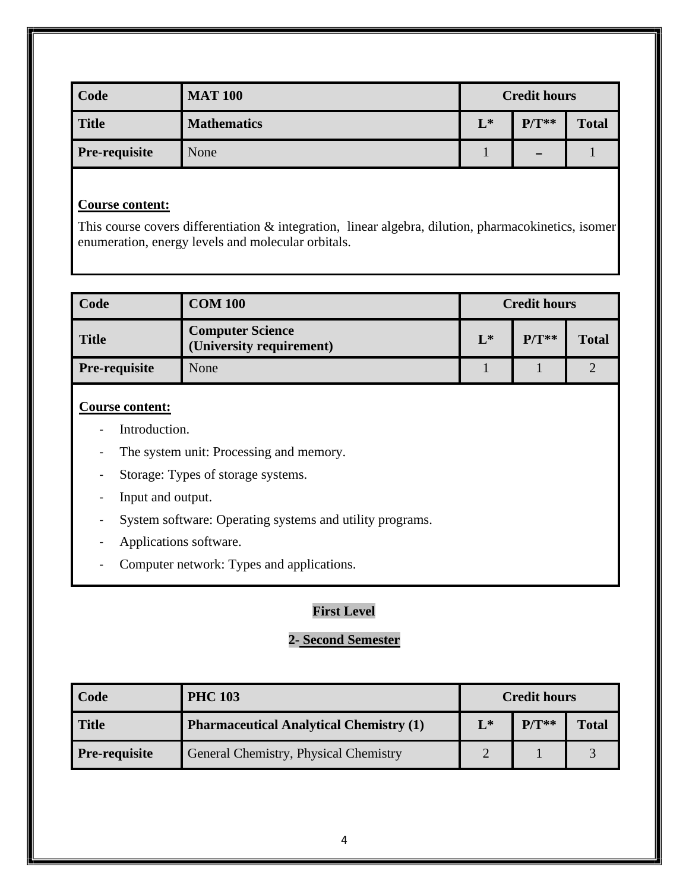| Code | MAT 100 | Credit hours | | |
|---|---|---|---|---|
| Title | Mathematics | L* | P/T** | Total |
| Pre-requisite | None | 1 | – | 1 |

**Course content:**

This course covers differentiation & integration, linear algebra, dilution, pharmacokinetics, isomer enumeration, energy levels and molecular orbitals.

| Code | COM 100 | Credit hours | | |
|---|---|---|---|---|
| Title | Computer Science (University requirement) | L* | P/T** | Total |
| Pre-requisite | None | 1 | 1 | 2 |

**Course content:**

- Introduction.
- The system unit: Processing and memory.
- Storage: Types of storage systems.
- Input and output.
- System software: Operating systems and utility programs.
- Applications software.
- Computer network: Types and applications.

## First Level

### 2- Second Semester

| Code | PHC 103 | Credit hours | | |
|---|---|---|---|---|
| Title | Pharmaceutical Analytical Chemistry (1) | L* | P/T** | Total |
| Pre-requisite | General Chemistry, Physical Chemistry | 2 | 1 | 3 |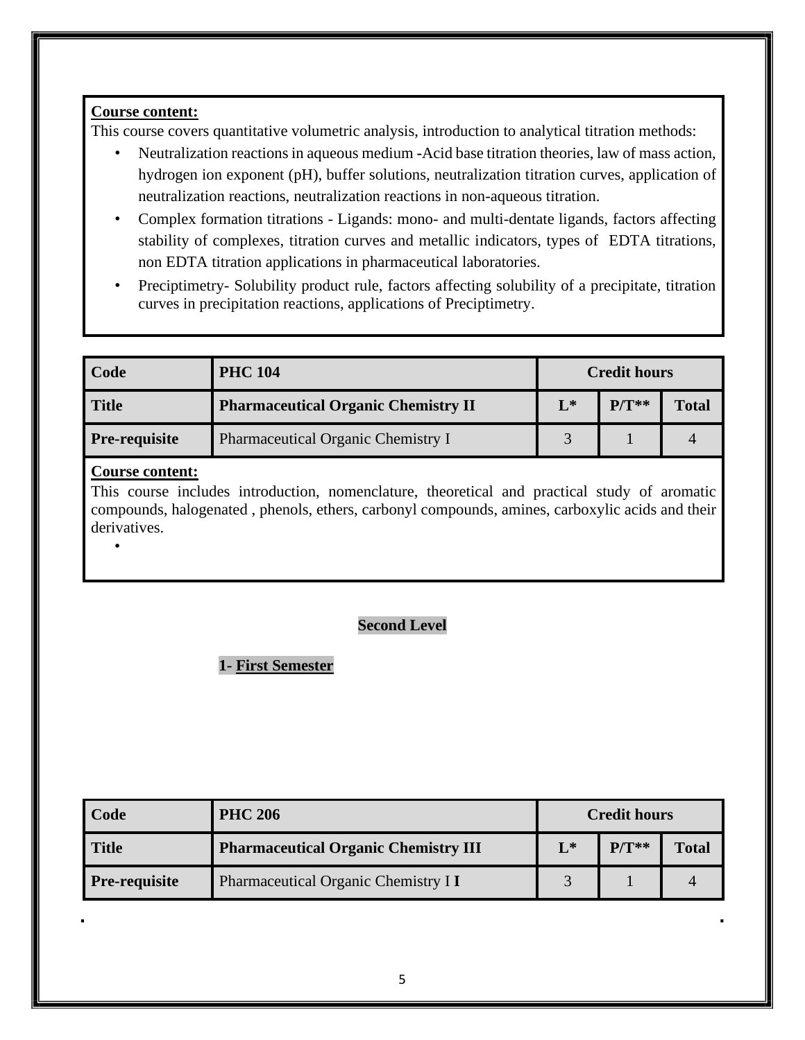**Course content:**

This course covers quantitative volumetric analysis, introduction to analytical titration methods:

- Neutralization reactions in aqueous medium -Acid base titration theories, law of mass action, hydrogen ion exponent (pH), buffer solutions, neutralization titration curves, application of neutralization reactions, neutralization reactions in non-aqueous titration.
- Complex formation titrations - Ligands: mono- and multi-dentate ligands, factors affecting stability of complexes, titration curves and metallic indicators, types of EDTA titrations, non EDTA titration applications in pharmaceutical laboratories.
- Preciptimetry- Solubility product rule, factors affecting solubility of a precipitate, titration curves in precipitation reactions, applications of Preciptimetry.

| **Code** | **PHC 104** | **Credit hours** | | |
|---|---|---|---|---|
| **Title** | **Pharmaceutical Organic Chemistry II** | **L*** | **P/T**** | **Total** |
| **Pre-requisite** | Pharmaceutical Organic Chemistry I | 3 | 1 | 4 |

**Course content:**

This course includes introduction, nomenclature, theoretical and practical study of aromatic compounds, halogenated , phenols, ethers, carbonyl compounds, amines, carboxylic acids and their derivatives.

## Second Level

### 1- First Semester

| **Code** | **PHC 206** | **Credit hours** | | |
|---|---|---|---|---|
| **Title** | **Pharmaceutical Organic Chemistry III** | **L*** | **P/T**** | **Total** |
| **Pre-requisite** | Pharmaceutical Organic Chemistry I **I** | 3 | 1 | 4 |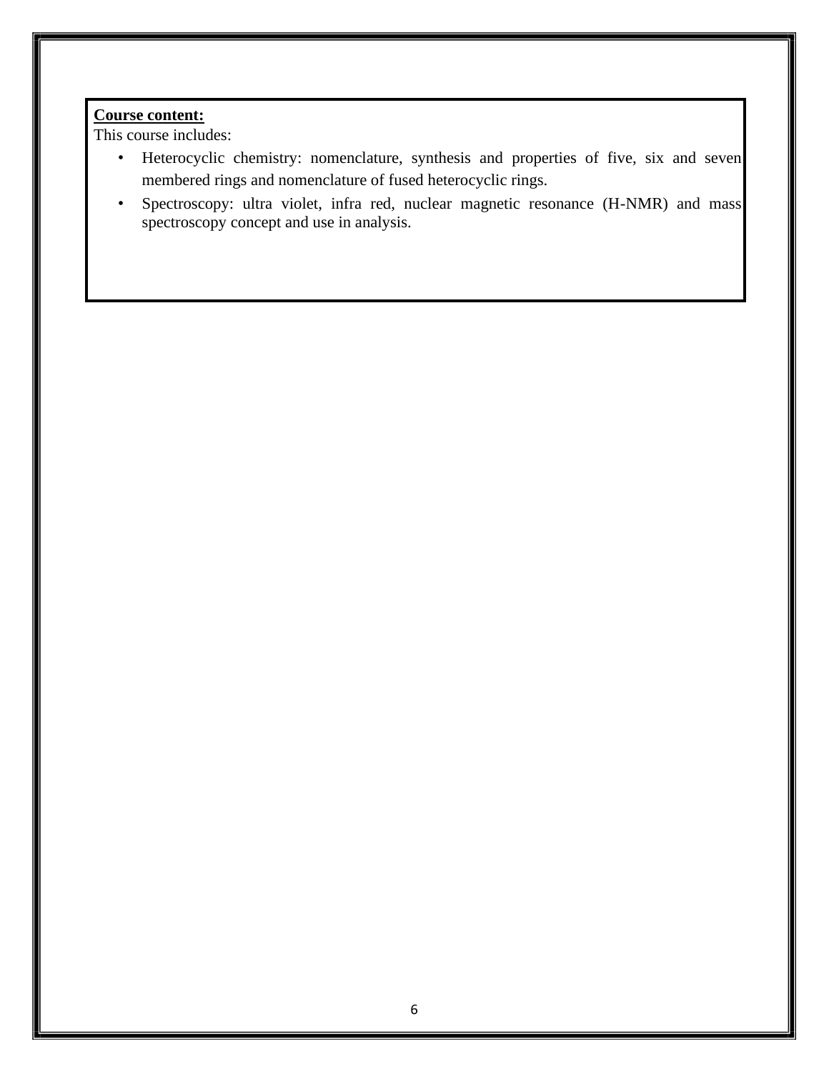**Course content:**

This course includes:

- Heterocyclic chemistry: nomenclature, synthesis and properties of five, six and seven membered rings and nomenclature of fused heterocyclic rings.
- Spectroscopy: ultra violet, infra red, nuclear magnetic resonance (H-NMR) and mass spectroscopy concept and use in analysis.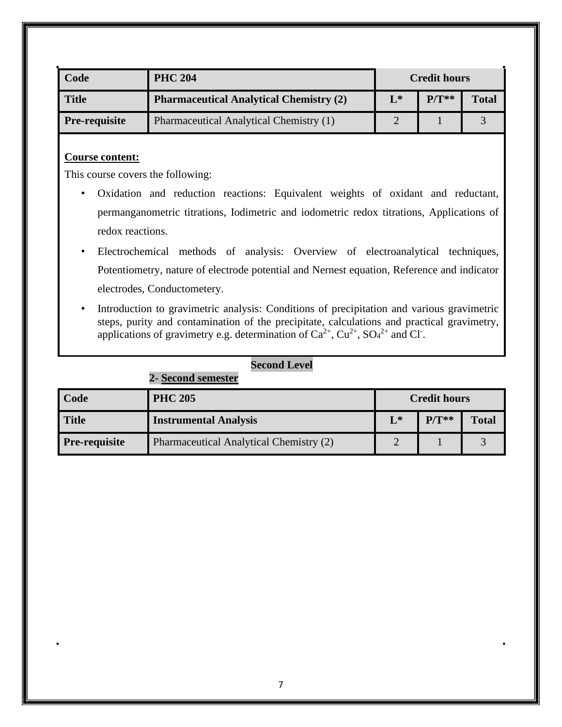| Code | PHC 204 | Credit hours | | |
|---|---|---|---|---|
| **Title** | **Pharmaceutical Analytical Chemistry (2)** | **L*** | **P/T**** | **Total** |
| **Pre-requisite** | Pharmaceutical Analytical Chemistry (1) | 2 | 1 | 3 |

**Course content:**

This course covers the following:

- Oxidation and reduction reactions: Equivalent weights of oxidant and reductant, permanganometric titrations, Iodimetric and iodometric redox titrations, Applications of redox reactions.
- Electrochemical methods of analysis: Overview of electroanalytical techniques, Potentiometry, nature of electrode potential and Nernest equation, Reference and indicator electrodes, Conductometery.
- Introduction to gravimetric analysis: Conditions of precipitation and various gravimetric steps, purity and contamination of the precipitate, calculations and practical gravimetry, applications of gravimetry e.g. determination of $Ca^{2+}$, $Cu^{2+}$, $SO_4^{2+}$ and $Cl^{-}$.

**Second Level**

**2- Second semester**

| Code | PHC 205 | Credit hours | | |
|---|---|---|---|---|
| **Title** | **Instrumental Analysis** | **L*** | **P/T**** | **Total** |
| **Pre-requisite** | Pharmaceutical Analytical Chemistry (2) | 2 | 1 | 3 |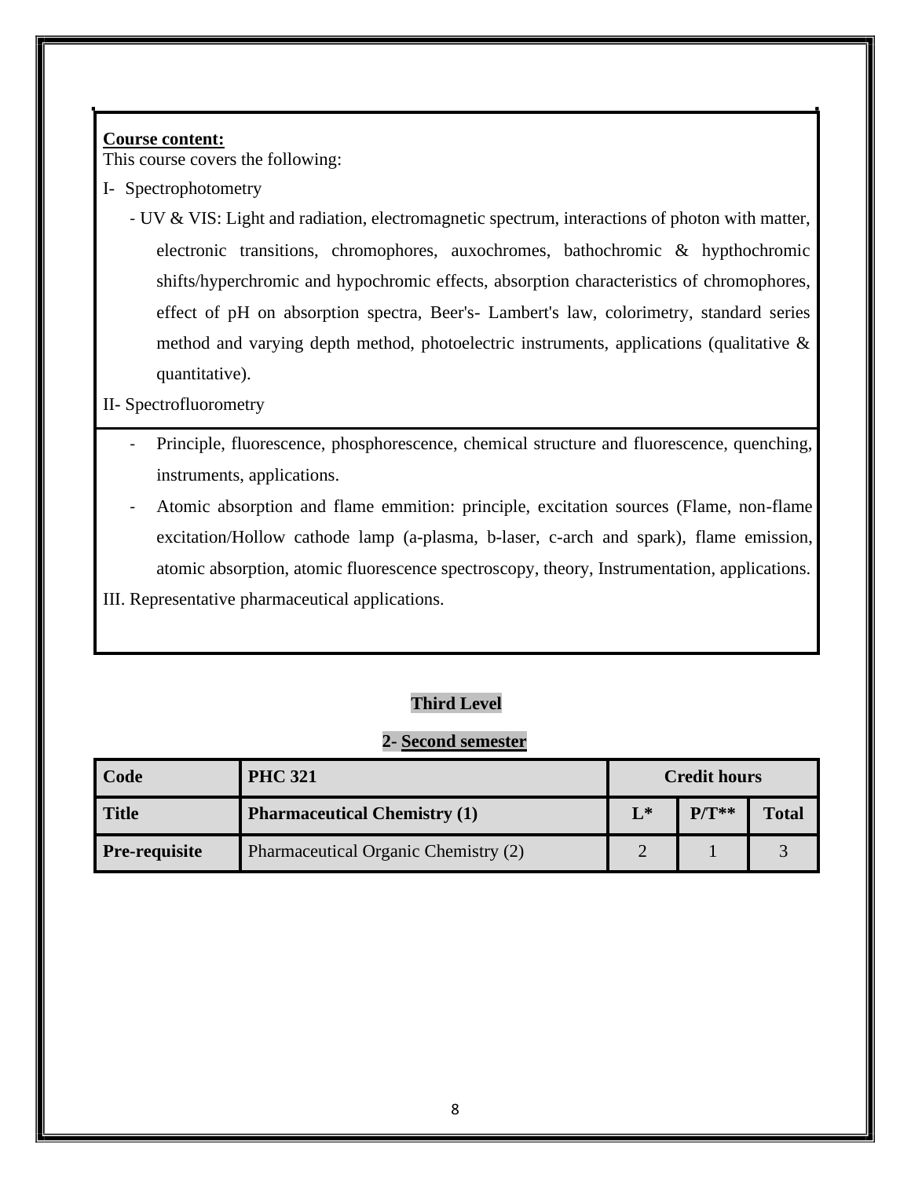**Course content:**

This course covers the following:

I- Spectrophotometry

- UV & VIS: Light and radiation, electromagnetic spectrum, interactions of photon with matter, electronic transitions, chromophores, auxochromes, bathochromic & hypthochromic shifts/hyperchromic and hypochromic effects, absorption characteristics of chromophores, effect of pH on absorption spectra, Beer's- Lambert's law, colorimetry, standard series method and varying depth method, photoelectric instruments, applications (qualitative & quantitative).

II- Spectrofluorometry

- Principle, fluorescence, phosphorescence, chemical structure and fluorescence, quenching, instruments, applications.
- Atomic absorption and flame emmition: principle, excitation sources (Flame, non-flame excitation/Hollow cathode lamp (a-plasma, b-laser, c-arch and spark), flame emission, atomic absorption, atomic fluorescence spectroscopy, theory, Instrumentation, applications.

III. Representative pharmaceutical applications.

**Third Level**

**2- Second semester**

| **Code** | **PHC 321** | **Credit hours** | | |
|---|---|---|---|---|
| **Title** | **Pharmaceutical Chemistry (1)** | **L*** | **P/T**** | **Total** |
| **Pre-requisite** | Pharmaceutical Organic Chemistry (2) | 2 | 1 | 3 |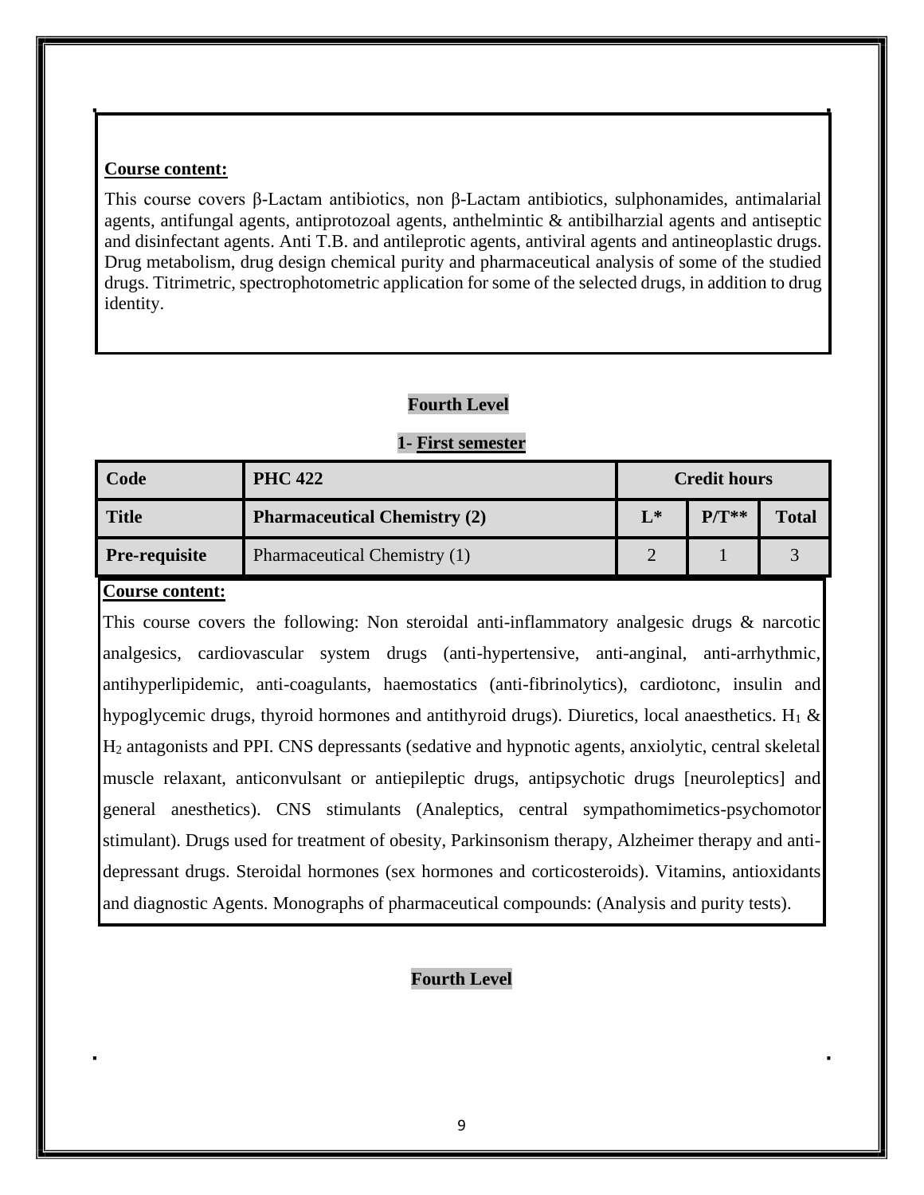**Course content:**

This course covers β-Lactam antibiotics, non β-Lactam antibiotics, sulphonamides, antimalarial agents, antifungal agents, antiprotozoal agents, anthelmintic & antibilharzial agents and antiseptic and disinfectant agents. Anti T.B. and antileprotic agents, antiviral agents and antineoplastic drugs. Drug metabolism, drug design chemical purity and pharmaceutical analysis of some of the studied drugs. Titrimetric, spectrophotometric application for some of the selected drugs, in addition to drug identity.

**Fourth Level**

**1- First semester**

| Code | PHC 422 | Credit hours | | |
|---|---|---|---|---|
| **Title** | **Pharmaceutical Chemistry (2)** | **L*** | **P/T**** | **Total** |
| **Pre-requisite** | Pharmaceutical Chemistry (1) | 2 | 1 | 3 |

**Course content:**

This course covers the following: Non steroidal anti-inflammatory analgesic drugs & narcotic analgesics, cardiovascular system drugs (anti-hypertensive, anti-anginal, anti-arrhythmic, antihyperlipidemic, anti-coagulants, haemostatics (anti-fibrinolytics), cardiotonc, insulin and hypoglycemic drugs, thyroid hormones and antithyroid drugs). Diuretics, local anaesthetics. $H_1$ & $H_2$ antagonists and PPI. CNS depressants (sedative and hypnotic agents, anxiolytic, central skeletal muscle relaxant, anticonvulsant or antiepileptic drugs, antipsychotic drugs [neuroleptics] and general anesthetics). CNS stimulants (Analeptics, central sympathomimetics-psychomotor stimulant). Drugs used for treatment of obesity, Parkinsonism therapy, Alzheimer therapy and anti-depressant drugs. Steroidal hormones (sex hormones and corticosteroids). Vitamins, antioxidants and diagnostic Agents. Monographs of pharmaceutical compounds: (Analysis and purity tests).

**Fourth Level**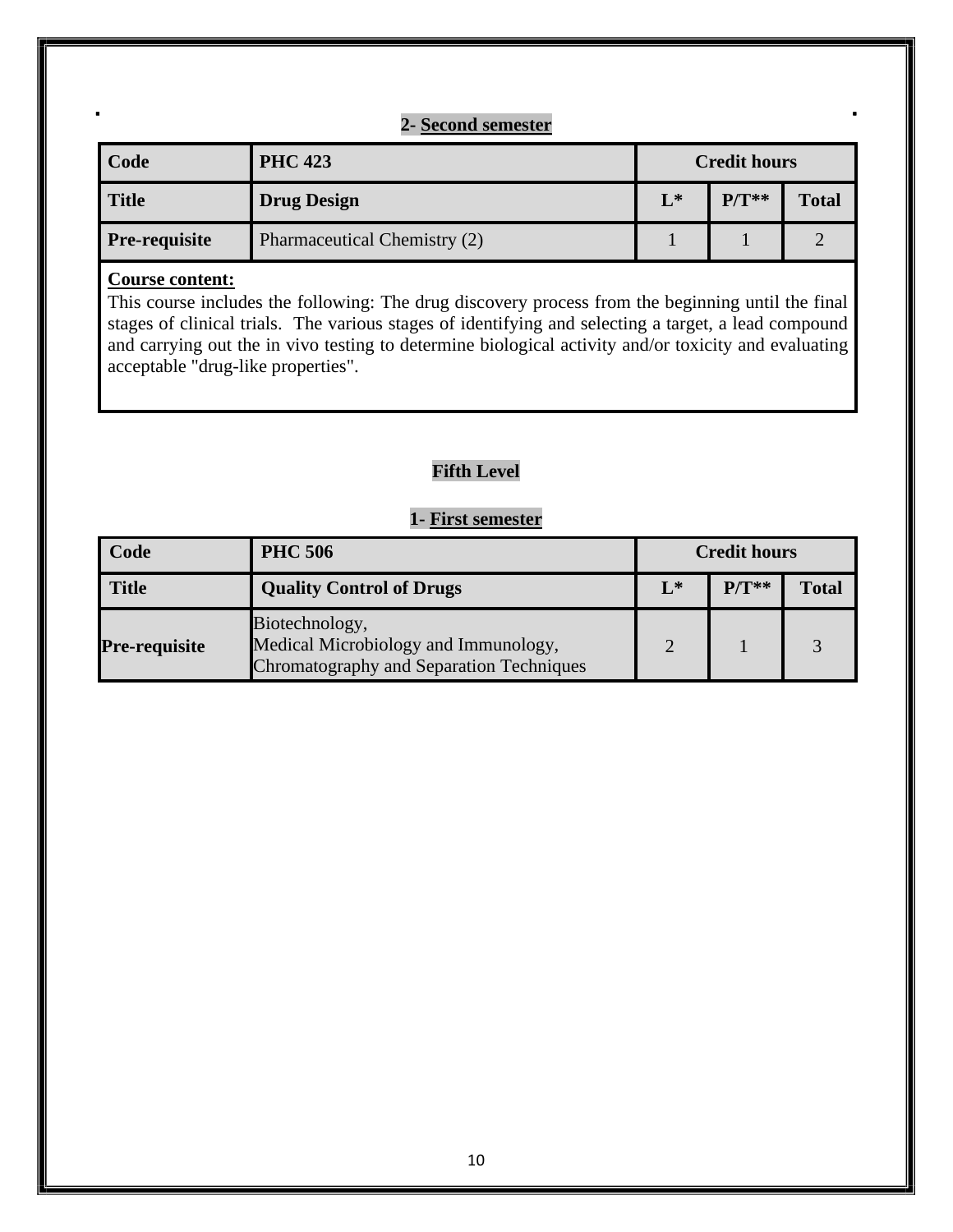**2- Second semester**

| Code | PHC 423 | Credit hours | | |
|---|---|---|---|---|
| **Title** | **Drug Design** | **L*** | **P/T**** | **Total** |
| **Pre-requisite** | Pharmaceutical Chemistry (2) | 1 | 1 | 2 |

**Course content:**

This course includes the following: The drug discovery process from the beginning until the final stages of clinical trials. The various stages of identifying and selecting a target, a lead compound and carrying out the in vivo testing to determine biological activity and/or toxicity and evaluating acceptable "drug-like properties".

## Fifth Level

**1- First semester**

| Code | PHC 506 | Credit hours | | |
|---|---|---|---|---|
| **Title** | **Quality Control of Drugs** | **L*** | **P/T**** | **Total** |
| **Pre-requisite** | Biotechnology, Medical Microbiology and Immunology, Chromatography and Separation Techniques | 2 | 1 | 3 |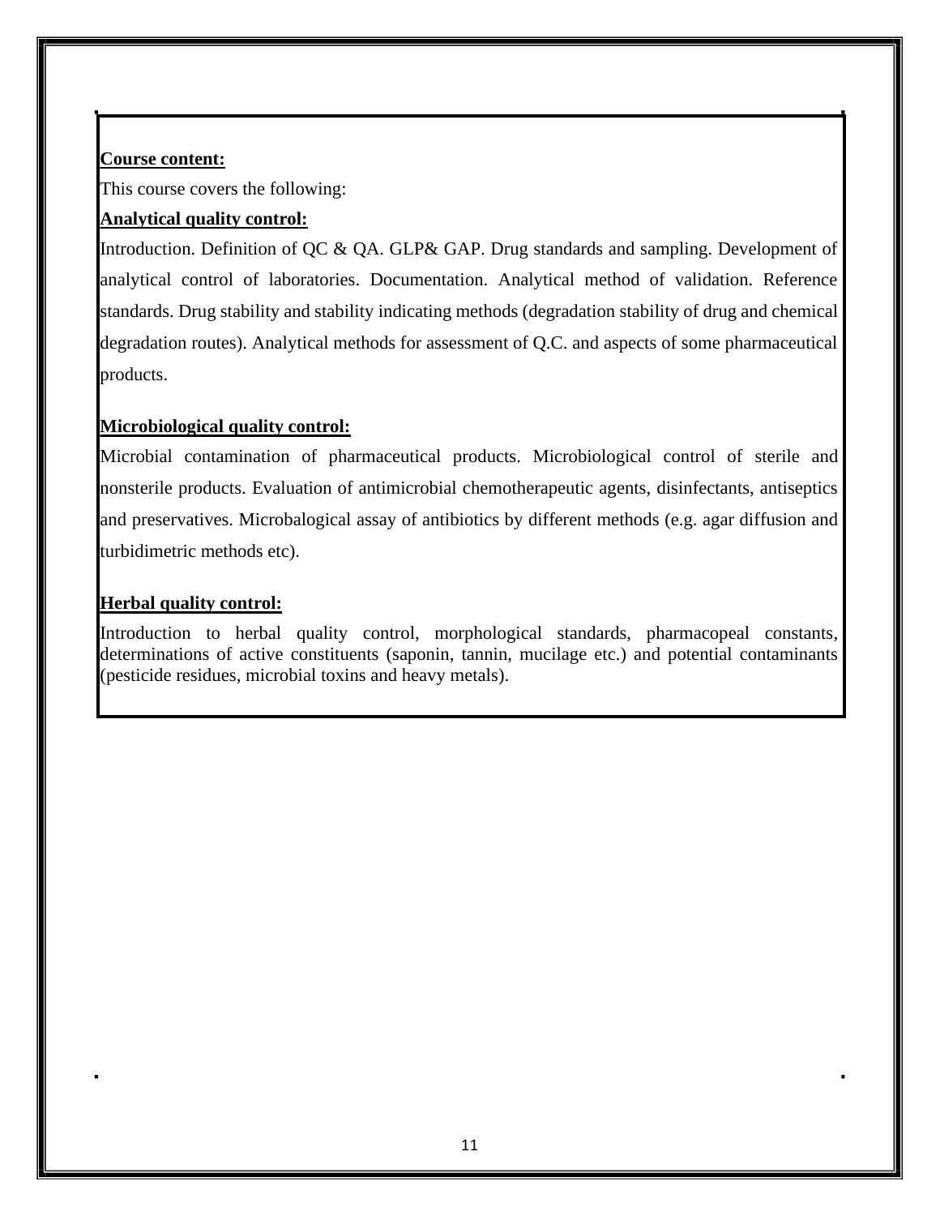**Course content:**

This course covers the following:

**Analytical quality control:**

Introduction. Definition of QC & QA. GLP& GAP. Drug standards and sampling. Development of analytical control of laboratories. Documentation. Analytical method of validation. Reference standards. Drug stability and stability indicating methods (degradation stability of drug and chemical degradation routes). Analytical methods for assessment of Q.C. and aspects of some pharmaceutical products.

**Microbiological quality control:**

Microbial contamination of pharmaceutical products. Microbiological control of sterile and nonsterile products. Evaluation of antimicrobial chemotherapeutic agents, disinfectants, antiseptics and preservatives. Microbalogical assay of antibiotics by different methods (e.g. agar diffusion and turbidimetric methods etc).

**Herbal quality control:**

Introduction to herbal quality control, morphological standards, pharmacopeal constants, determinations of active constituents (saponin, tannin, mucilage etc.) and potential contaminants (pesticide residues, microbial toxins and heavy metals).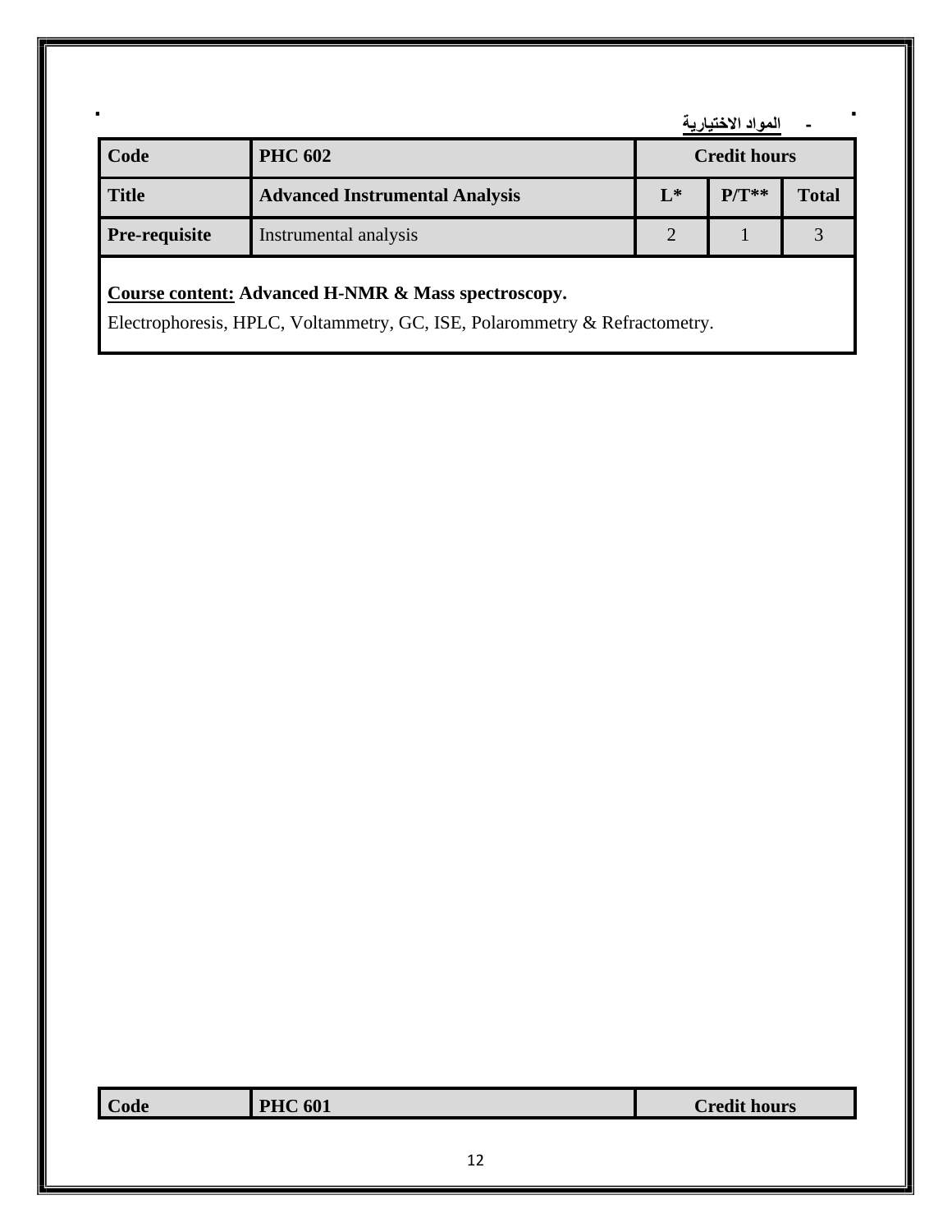- **المواد الاختيارية**

| Code | PHC 602 | Credit hours | | |
|---|---|---|---|---|
| **Title** | **Advanced Instrumental Analysis** | **L*** | **P/T**** | **Total** |
| **Pre-requisite** | Instrumental analysis | 2 | 1 | 3 |

**Course content: Advanced H-NMR & Mass spectroscopy.**

Electrophoresis, HPLC, Voltammetry, GC, ISE, Polarommetry & Refractometry.

| Code | PHC 601 | Credit hours |
|---|---|---|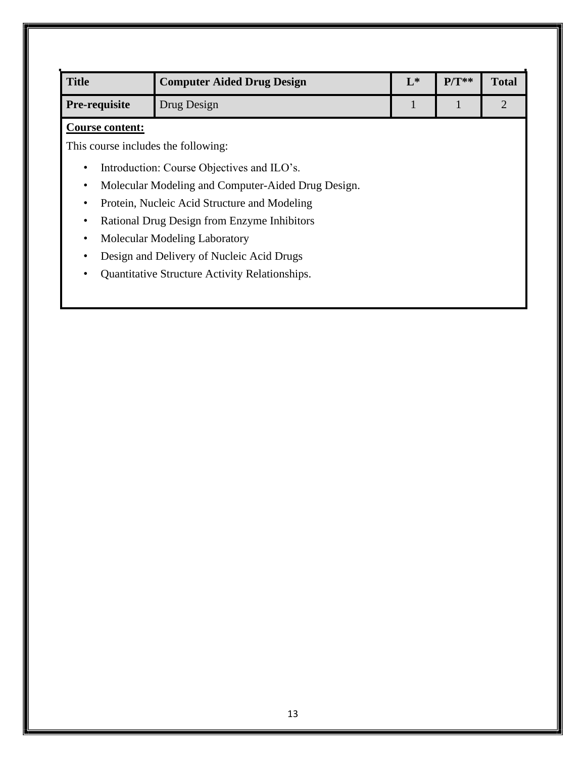| Title | Computer Aided Drug Design | L* | P/T** | Total |
|---|---|---|---|---|
| Pre-requisite | Drug Design | 1 | 1 | 2 |

**Course content:**

This course includes the following:

- Introduction: Course Objectives and ILO's.
- Molecular Modeling and Computer-Aided Drug Design.
- Protein, Nucleic Acid Structure and Modeling
- Rational Drug Design from Enzyme Inhibitors
- Molecular Modeling Laboratory
- Design and Delivery of Nucleic Acid Drugs
- Quantitative Structure Activity Relationships.